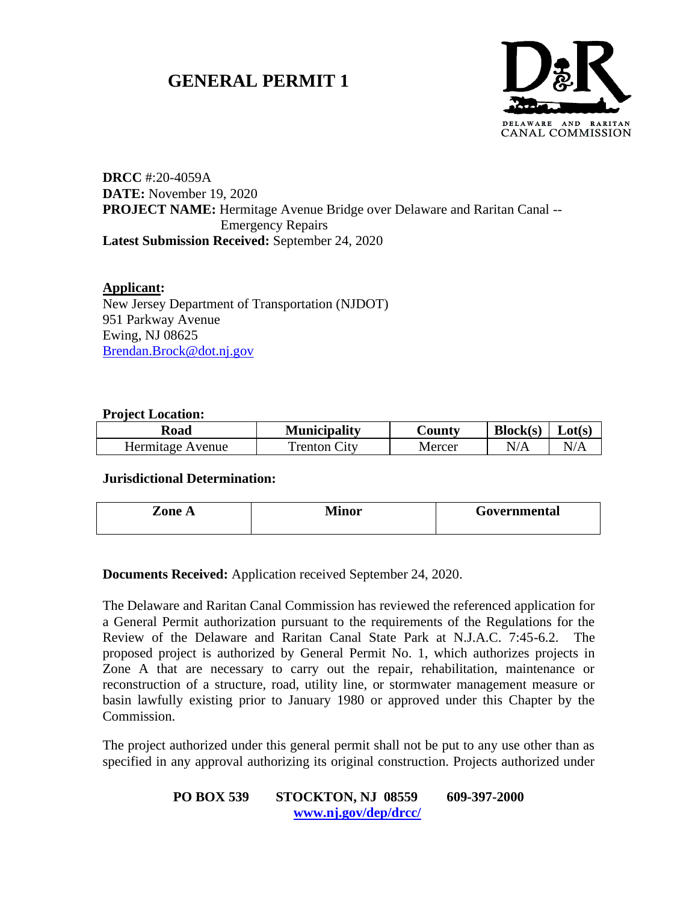# GENERAL PERMIT 1

**DRCC** #:20-4059A
**DATE:** November 19, 2020
**PROJECT NAME:** Hermitage Avenue Bridge over Delaware and Raritan Canal -- Emergency Repairs
**Latest Submission Received:** September 24, 2020

**Applicant:**
New Jersey Department of Transportation (NJDOT)
951 Parkway Avenue
Ewing, NJ 08625
Brendan.Brock@dot.nj.gov

**Project Location:**

| Road | Municipality | County | Block(s) | Lot(s) |
|---|---|---|---|---|
| Hermitage Avenue | Trenton City | Mercer | N/A | N/A |

**Jurisdictional Determination:**

| Zone A | Minor | Governmental |
|---|---|---|

**Documents Received:** Application received September 24, 2020.

The Delaware and Raritan Canal Commission has reviewed the referenced application for a General Permit authorization pursuant to the requirements of the Regulations for the Review of the Delaware and Raritan Canal State Park at N.J.A.C. 7:45-6.2. The proposed project is authorized by General Permit No. 1, which authorizes projects in Zone A that are necessary to carry out the repair, rehabilitation, maintenance or reconstruction of a structure, road, utility line, or stormwater management measure or basin lawfully existing prior to January 1980 or approved under this Chapter by the Commission.

The project authorized under this general permit shall not be put to any use other than as specified in any approval authorizing its original construction. Projects authorized under

**PO BOX 539 STOCKTON, NJ 08559 609-397-2000**
**www.nj.gov/dep/drcc/**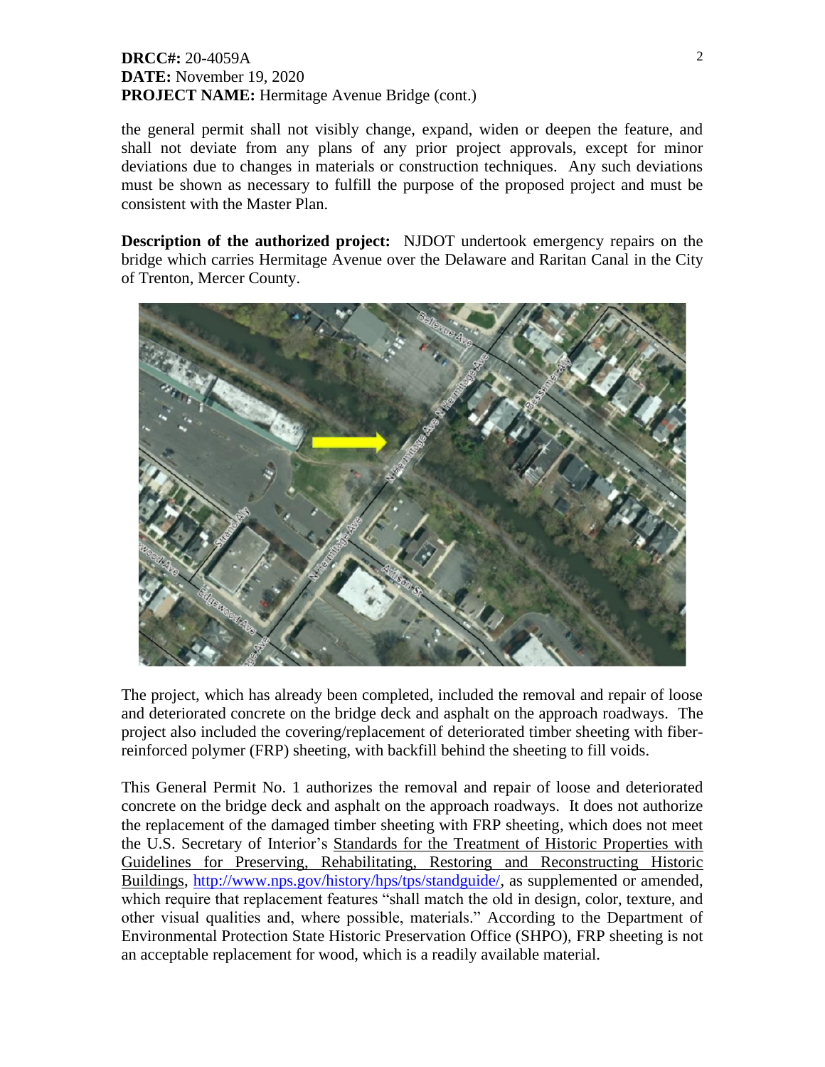**DRCC#:** 20-4059A
**DATE:** November 19, 2020
**PROJECT NAME:** Hermitage Avenue Bridge (cont.)

the general permit shall not visibly change, expand, widen or deepen the feature, and shall not deviate from any plans of any prior project approvals, except for minor deviations due to changes in materials or construction techniques. Any such deviations must be shown as necessary to fulfill the purpose of the proposed project and must be consistent with the Master Plan.

**Description of the authorized project:** NJDOT undertook emergency repairs on the bridge which carries Hermitage Avenue over the Delaware and Raritan Canal in the City of Trenton, Mercer County.

The project, which has already been completed, included the removal and repair of loose and deteriorated concrete on the bridge deck and asphalt on the approach roadways. The project also included the covering/replacement of deteriorated timber sheeting with fiber-reinforced polymer (FRP) sheeting, with backfill behind the sheeting to fill voids.

This General Permit No. 1 authorizes the removal and repair of loose and deteriorated concrete on the bridge deck and asphalt on the approach roadways. It does not authorize the replacement of the damaged timber sheeting with FRP sheeting, which does not meet the U.S. Secretary of Interior's Standards for the Treatment of Historic Properties with Guidelines for Preserving, Rehabilitating, Restoring and Reconstructing Historic Buildings, http://www.nps.gov/history/hps/tps/standguide/, as supplemented or amended, which require that replacement features "shall match the old in design, color, texture, and other visual qualities and, where possible, materials." According to the Department of Environmental Protection State Historic Preservation Office (SHPO), FRP sheeting is not an acceptable replacement for wood, which is a readily available material.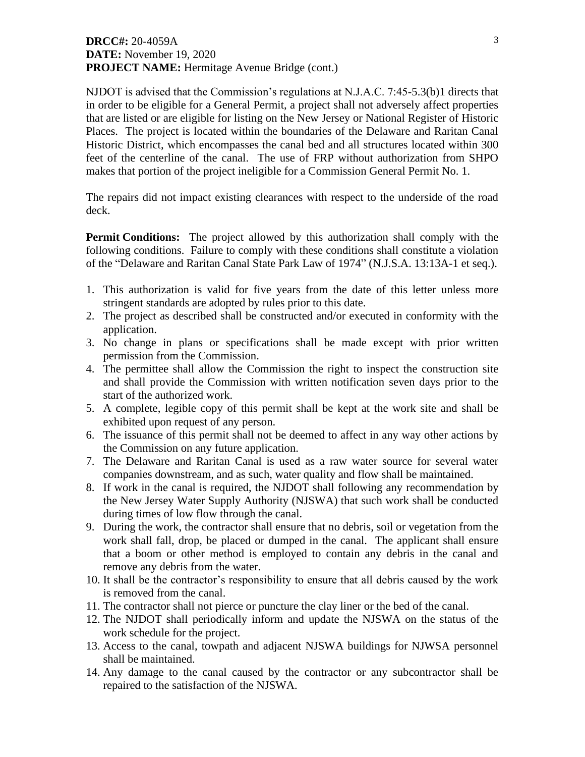**DRCC#:** 20-4059A
**DATE:** November 19, 2020
**PROJECT NAME:** Hermitage Avenue Bridge (cont.)

NJDOT is advised that the Commission's regulations at N.J.A.C. 7:45-5.3(b)1 directs that in order to be eligible for a General Permit, a project shall not adversely affect properties that are listed or are eligible for listing on the New Jersey or National Register of Historic Places. The project is located within the boundaries of the Delaware and Raritan Canal Historic District, which encompasses the canal bed and all structures located within 300 feet of the centerline of the canal. The use of FRP without authorization from SHPO makes that portion of the project ineligible for a Commission General Permit No. 1.

The repairs did not impact existing clearances with respect to the underside of the road deck.

**Permit Conditions:** The project allowed by this authorization shall comply with the following conditions. Failure to comply with these conditions shall constitute a violation of the "Delaware and Raritan Canal State Park Law of 1974" (N.J.S.A. 13:13A-1 et seq.).

1. This authorization is valid for five years from the date of this letter unless more stringent standards are adopted by rules prior to this date.
2. The project as described shall be constructed and/or executed in conformity with the application.
3. No change in plans or specifications shall be made except with prior written permission from the Commission.
4. The permittee shall allow the Commission the right to inspect the construction site and shall provide the Commission with written notification seven days prior to the start of the authorized work.
5. A complete, legible copy of this permit shall be kept at the work site and shall be exhibited upon request of any person.
6. The issuance of this permit shall not be deemed to affect in any way other actions by the Commission on any future application.
7. The Delaware and Raritan Canal is used as a raw water source for several water companies downstream, and as such, water quality and flow shall be maintained.
8. If work in the canal is required, the NJDOT shall following any recommendation by the New Jersey Water Supply Authority (NJSWA) that such work shall be conducted during times of low flow through the canal.
9. During the work, the contractor shall ensure that no debris, soil or vegetation from the work shall fall, drop, be placed or dumped in the canal. The applicant shall ensure that a boom or other method is employed to contain any debris in the canal and remove any debris from the water.
10. It shall be the contractor's responsibility to ensure that all debris caused by the work is removed from the canal.
11. The contractor shall not pierce or puncture the clay liner or the bed of the canal.
12. The NJDOT shall periodically inform and update the NJSWA on the status of the work schedule for the project.
13. Access to the canal, towpath and adjacent NJSWA buildings for NJWSA personnel shall be maintained.
14. Any damage to the canal caused by the contractor or any subcontractor shall be repaired to the satisfaction of the NJSWA.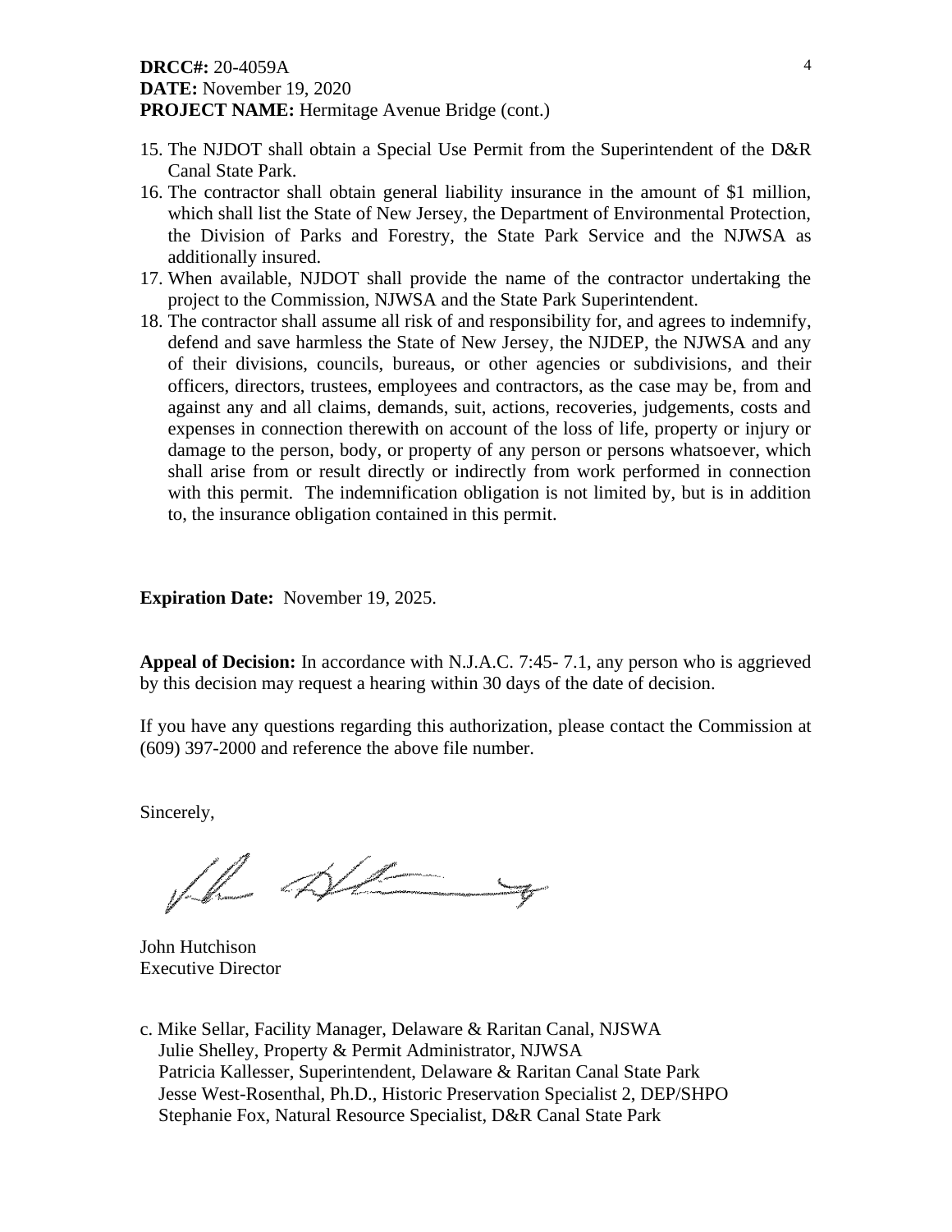**DRCC#:** 20-4059A
**DATE:** November 19, 2020
**PROJECT NAME:** Hermitage Avenue Bridge (cont.)

15. The NJDOT shall obtain a Special Use Permit from the Superintendent of the D&R Canal State Park.
16. The contractor shall obtain general liability insurance in the amount of $1 million, which shall list the State of New Jersey, the Department of Environmental Protection, the Division of Parks and Forestry, the State Park Service and the NJWSA as additionally insured.
17. When available, NJDOT shall provide the name of the contractor undertaking the project to the Commission, NJWSA and the State Park Superintendent.
18. The contractor shall assume all risk of and responsibility for, and agrees to indemnify, defend and save harmless the State of New Jersey, the NJDEP, the NJWSA and any of their divisions, councils, bureaus, or other agencies or subdivisions, and their officers, directors, trustees, employees and contractors, as the case may be, from and against any and all claims, demands, suit, actions, recoveries, judgements, costs and expenses in connection therewith on account of the loss of life, property or injury or damage to the person, body, or property of any person or persons whatsoever, which shall arise from or result directly or indirectly from work performed in connection with this permit. The indemnification obligation is not limited by, but is in addition to, the insurance obligation contained in this permit.

**Expiration Date:** November 19, 2025.

**Appeal of Decision:** In accordance with N.J.A.C. 7:45- 7.1, any person who is aggrieved by this decision may request a hearing within 30 days of the date of decision.

If you have any questions regarding this authorization, please contact the Commission at (609) 397-2000 and reference the above file number.

Sincerely,

John Hutchison
Executive Director

c. Mike Sellar, Facility Manager, Delaware & Raritan Canal, NJSWA
Julie Shelley, Property & Permit Administrator, NJWSA
Patricia Kallesser, Superintendent, Delaware & Raritan Canal State Park
Jesse West-Rosenthal, Ph.D., Historic Preservation Specialist 2, DEP/SHPO
Stephanie Fox, Natural Resource Specialist, D&R Canal State Park